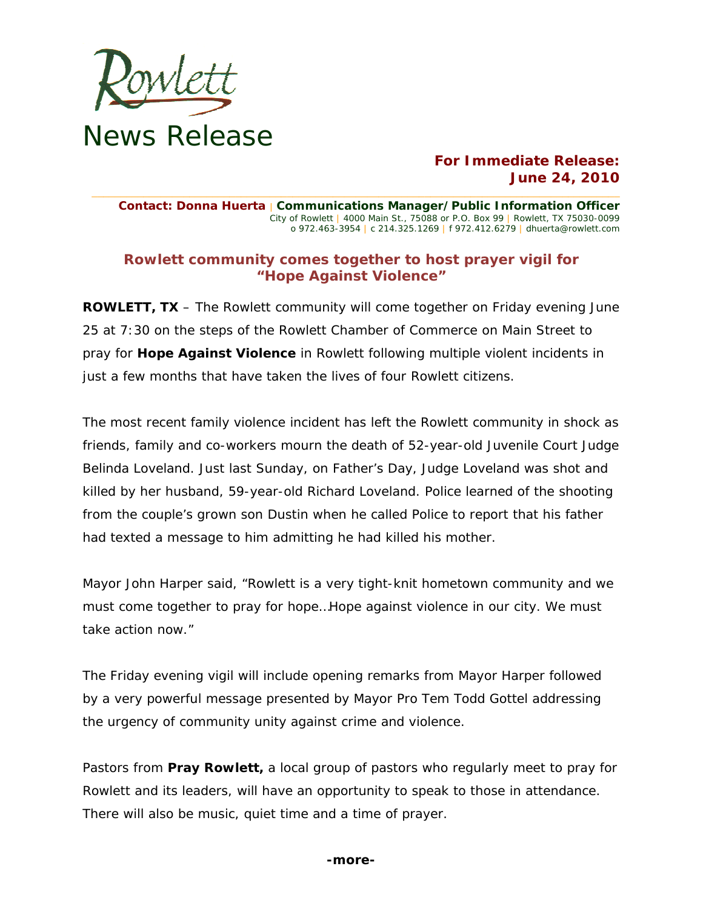# Rowlett

## News Release

**For Immediate Release:**
**June 24, 2010**

**Contact: Donna Huerta** | **Communications Manager/Public Information Officer**
City of Rowlett | 4000 Main St., 75088 or P.O. Box 99 | Rowlett, TX 75030-0099
o 972.463-3954 | c 214.325.1269 | f 972.412.6279 | dhuerta@rowlett.com

### Rowlett community comes together to host prayer vigil for "Hope Against Violence"

**ROWLETT, TX** – The Rowlett community will come together on Friday evening June 25 at 7:30 on the steps of the Rowlett Chamber of Commerce on Main Street to pray for **Hope Against Violence** in Rowlett following multiple violent incidents in just a few months that have taken the lives of four Rowlett citizens.

The most recent family violence incident has left the Rowlett community in shock as friends, family and co-workers mourn the death of 52-year-old Juvenile Court Judge Belinda Loveland. Just last Sunday, on Father's Day, Judge Loveland was shot and killed by her husband, 59-year-old Richard Loveland. Police learned of the shooting from the couple's grown son Dustin when he called Police to report that his father had texted a message to him admitting he had killed his mother.

Mayor John Harper said, "Rowlett is a very tight-knit hometown community and we must come together to pray for hope…Hope against violence in our city. We must take action now."

The Friday evening vigil will include opening remarks from Mayor Harper followed by a very powerful message presented by Mayor Pro Tem Todd Gottel addressing the urgency of community unity against crime and violence.

Pastors from **Pray Rowlett,** a local group of pastors who regularly meet to pray for Rowlett and its leaders, will have an opportunity to speak to those in attendance. There will also be music, quiet time and a time of prayer.

**-more-**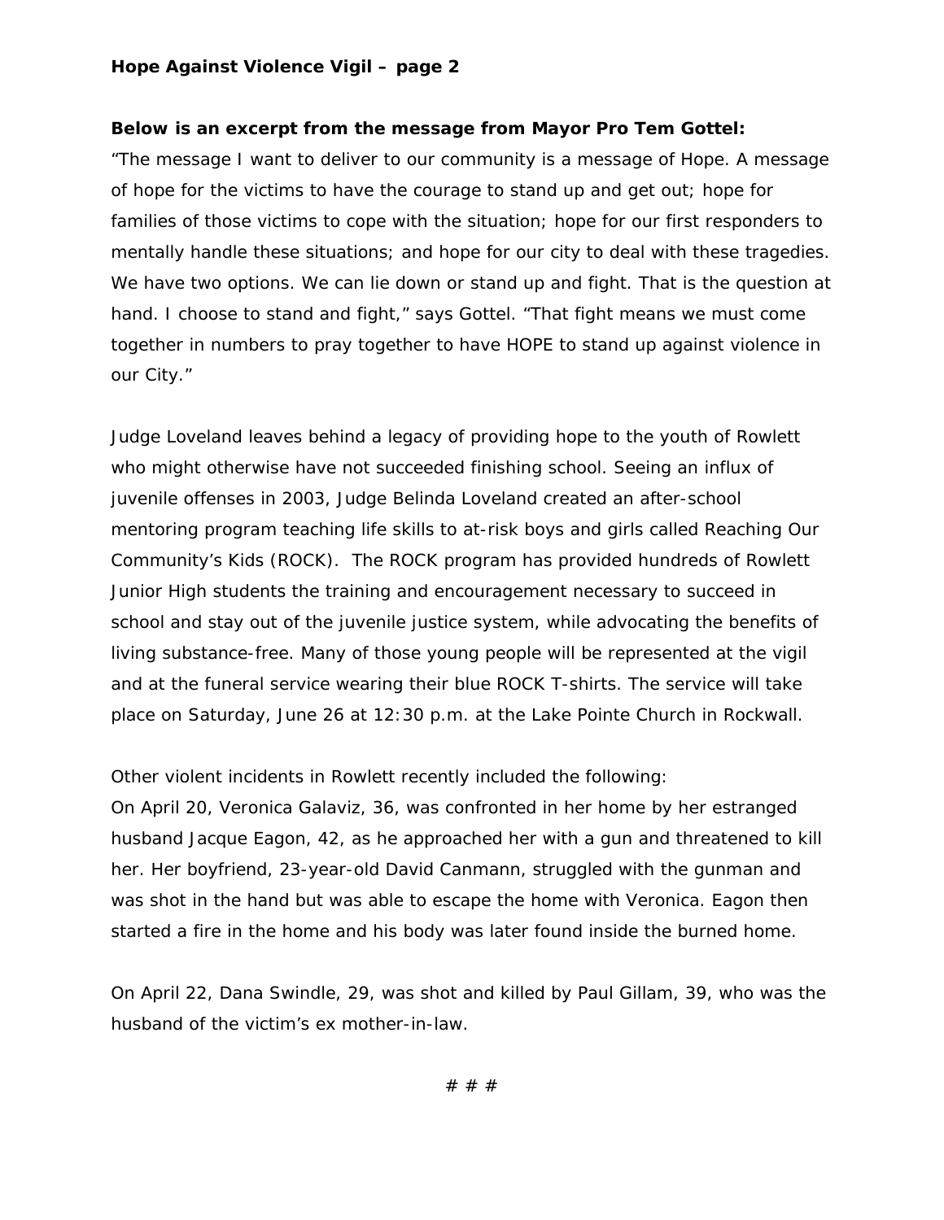**Below is an excerpt from the message from Mayor Pro Tem Gottel:**
"The message I want to deliver to our community is a message of Hope. A message of hope for the victims to have the courage to stand up and get out; hope for families of those victims to cope with the situation; hope for our first responders to mentally handle these situations; and hope for our city to deal with these tragedies. We have two options. We can lie down or stand up and fight. That is the question at hand. I choose to stand and fight," says Gottel. "That fight means we must come together in numbers to pray together to have HOPE to stand up against violence in our City."

Judge Loveland leaves behind a legacy of providing hope to the youth of Rowlett who might otherwise have not succeeded finishing school. Seeing an influx of juvenile offenses in 2003, Judge Belinda Loveland created an after-school mentoring program teaching life skills to at-risk boys and girls called Reaching Our Community's Kids (ROCK). The ROCK program has provided hundreds of Rowlett Junior High students the training and encouragement necessary to succeed in school and stay out of the juvenile justice system, while advocating the benefits of living substance-free. Many of those young people will be represented at the vigil and at the funeral service wearing their blue ROCK T-shirts. The service will take place on Saturday, June 26 at 12:30 p.m. at the Lake Pointe Church in Rockwall.

Other violent incidents in Rowlett recently included the following:
On April 20, Veronica Galaviz, 36, was confronted in her home by her estranged husband Jacque Eagon, 42, as he approached her with a gun and threatened to kill her. Her boyfriend, 23-year-old David Canmann, struggled with the gunman and was shot in the hand but was able to escape the home with Veronica. Eagon then started a fire in the home and his body was later found inside the burned home.

On April 22, Dana Swindle, 29, was shot and killed by Paul Gillam, 39, who was the husband of the victim's ex mother-in-law.

# # #